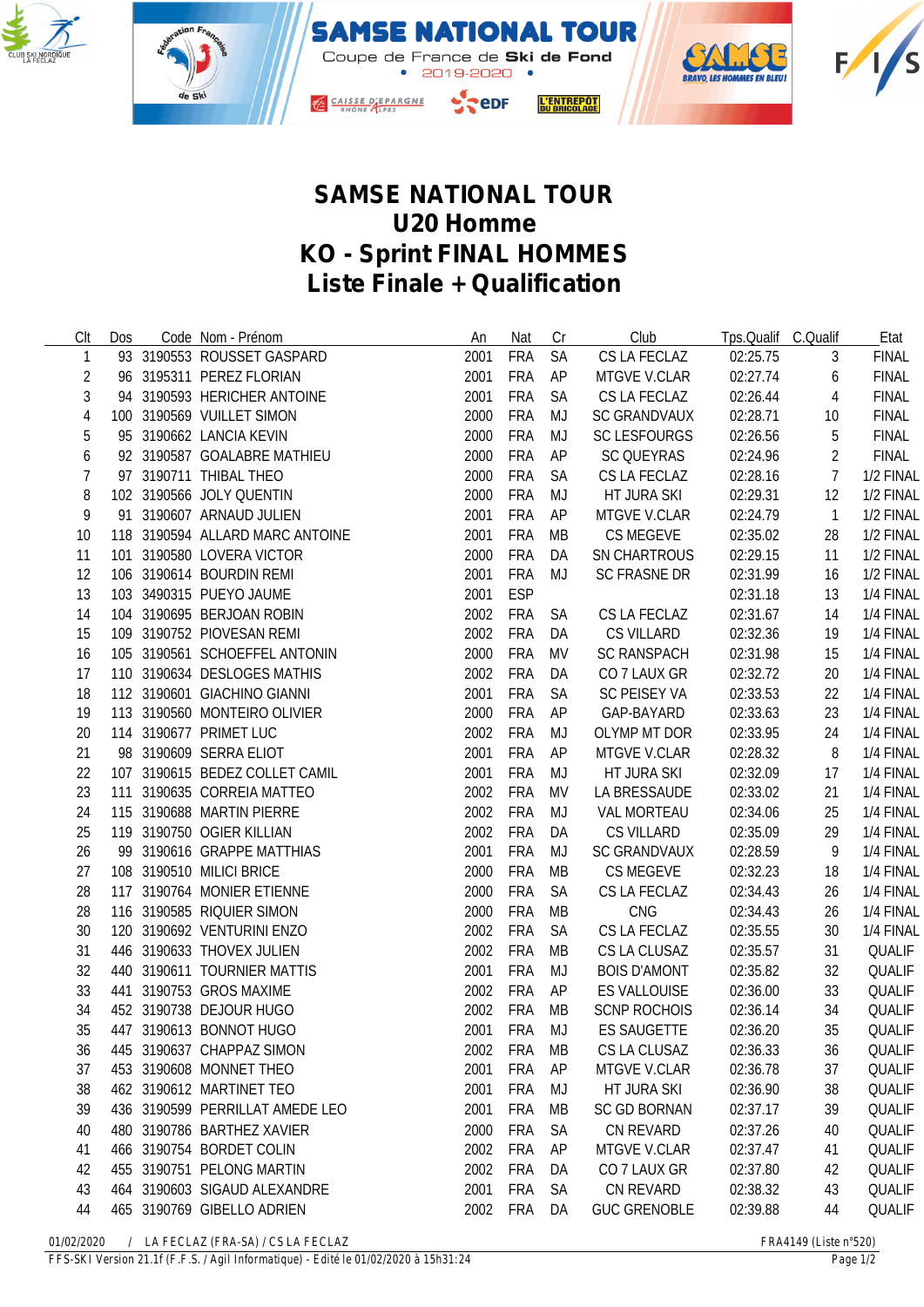# SAMSE NATIONAL TOUR

## U20 Homme

## KO - Sprint FINAL HOMMES

## Liste Finale + Qualification

| Clt | Dos | Code | Nom - Prénom | An | Nat | Cr | Club | Tps.Qualif | C.Qualif | Etat |
|---|---|---|---|---|---|---|---|---|---|---|
| 1 | 93 | 3190553 | ROUSSET GASPARD | 2001 | FRA | SA | CS LA FECLAZ | 02:25.75 | 3 | FINAL |
| 2 | 96 | 3195311 | PEREZ FLORIAN | 2001 | FRA | AP | MTGVE V.CLAR | 02:27.74 | 6 | FINAL |
| 3 | 94 | 3190593 | HERICHER ANTOINE | 2001 | FRA | SA | CS LA FECLAZ | 02:26.44 | 4 | FINAL |
| 4 | 100 | 3190569 | VUILLET SIMON | 2000 | FRA | MJ | SC GRANDVAUX | 02:28.71 | 10 | FINAL |
| 5 | 95 | 3190662 | LANCIA KEVIN | 2000 | FRA | MJ | SC LESFOURGS | 02:26.56 | 5 | FINAL |
| 6 | 92 | 3190587 | GOALABRE MATHIEU | 2000 | FRA | AP | SC QUEYRAS | 02:24.96 | 2 | FINAL |
| 7 | 97 | 3190711 | THIBAL THEO | 2000 | FRA | SA | CS LA FECLAZ | 02:28.16 | 7 | 1/2 FINAL |
| 8 | 102 | 3190566 | JOLY QUENTIN | 2000 | FRA | MJ | HT JURA SKI | 02:29.31 | 12 | 1/2 FINAL |
| 9 | 91 | 3190607 | ARNAUD JULIEN | 2001 | FRA | AP | MTGVE V.CLAR | 02:24.79 | 1 | 1/2 FINAL |
| 10 | 118 | 3190594 | ALLARD MARC ANTOINE | 2001 | FRA | MB | CS MEGEVE | 02:35.02 | 28 | 1/2 FINAL |
| 11 | 101 | 3190580 | LOVERA VICTOR | 2000 | FRA | DA | SN CHARTROUS | 02:29.15 | 11 | 1/2 FINAL |
| 12 | 106 | 3190614 | BOURDIN REMI | 2001 | FRA | MJ | SC FRASNE DR | 02:31.99 | 16 | 1/2 FINAL |
| 13 | 103 | 3490315 | PUEYO JAUME | 2001 | ESP | | | 02:31.18 | 13 | 1/4 FINAL |
| 14 | 104 | 3190695 | BERJOAN ROBIN | 2002 | FRA | SA | CS LA FECLAZ | 02:31.67 | 14 | 1/4 FINAL |
| 15 | 109 | 3190752 | PIOVESAN REMI | 2002 | FRA | DA | CS VILLARD | 02:32.36 | 19 | 1/4 FINAL |
| 16 | 105 | 3190561 | SCHOEFFEL ANTONIN | 2000 | FRA | MV | SC RANSPACH | 02:31.98 | 15 | 1/4 FINAL |
| 17 | 110 | 3190634 | DESLOGES MATHIS | 2002 | FRA | DA | CO 7 LAUX GR | 02:32.72 | 20 | 1/4 FINAL |
| 18 | 112 | 3190601 | GIACHINO GIANNI | 2001 | FRA | SA | SC PEISEY VA | 02:33.53 | 22 | 1/4 FINAL |
| 19 | 113 | 3190560 | MONTEIRO OLIVIER | 2000 | FRA | AP | GAP-BAYARD | 02:33.63 | 23 | 1/4 FINAL |
| 20 | 114 | 3190677 | PRIMET LUC | 2002 | FRA | MJ | OLYMP MT DOR | 02:33.95 | 24 | 1/4 FINAL |
| 21 | 98 | 3190609 | SERRA ELIOT | 2001 | FRA | AP | MTGVE V.CLAR | 02:28.32 | 8 | 1/4 FINAL |
| 22 | 107 | 3190615 | BEDEZ COLLET CAMIL | 2001 | FRA | MJ | HT JURA SKI | 02:32.09 | 17 | 1/4 FINAL |
| 23 | 111 | 3190635 | CORREIA MATTEO | 2002 | FRA | MV | LA BRESSAUDE | 02:33.02 | 21 | 1/4 FINAL |
| 24 | 115 | 3190688 | MARTIN PIERRE | 2002 | FRA | MJ | VAL MORTEAU | 02:34.06 | 25 | 1/4 FINAL |
| 25 | 119 | 3190750 | OGIER KILLIAN | 2002 | FRA | DA | CS VILLARD | 02:35.09 | 29 | 1/4 FINAL |
| 26 | 99 | 3190616 | GRAPPE MATTHIAS | 2001 | FRA | MJ | SC GRANDVAUX | 02:28.59 | 9 | 1/4 FINAL |
| 27 | 108 | 3190510 | MILICI BRICE | 2000 | FRA | MB | CS MEGEVE | 02:32.23 | 18 | 1/4 FINAL |
| 28 | 117 | 3190764 | MONIER ETIENNE | 2000 | FRA | SA | CS LA FECLAZ | 02:34.43 | 26 | 1/4 FINAL |
| 28 | 116 | 3190585 | RIQUIER SIMON | 2000 | FRA | MB | CNG | 02:34.43 | 26 | 1/4 FINAL |
| 30 | 120 | 3190692 | VENTURINI ENZO | 2002 | FRA | SA | CS LA FECLAZ | 02:35.55 | 30 | 1/4 FINAL |
| 31 | 446 | 3190633 | THOVEX JULIEN | 2002 | FRA | MB | CS LA CLUSAZ | 02:35.57 | 31 | QUALIF |
| 32 | 440 | 3190611 | TOURNIER MATTIS | 2001 | FRA | MJ | BOIS D'AMONT | 02:35.82 | 32 | QUALIF |
| 33 | 441 | 3190753 | GROS MAXIME | 2002 | FRA | AP | ES VALLOUISE | 02:36.00 | 33 | QUALIF |
| 34 | 452 | 3190738 | DEJOUR HUGO | 2002 | FRA | MB | SCNP ROCHOIS | 02:36.14 | 34 | QUALIF |
| 35 | 447 | 3190613 | BONNOT HUGO | 2001 | FRA | MJ | ES SAUGETTE | 02:36.20 | 35 | QUALIF |
| 36 | 445 | 3190637 | CHAPPAZ SIMON | 2002 | FRA | MB | CS LA CLUSAZ | 02:36.33 | 36 | QUALIF |
| 37 | 453 | 3190608 | MONNET THEO | 2001 | FRA | AP | MTGVE V.CLAR | 02:36.78 | 37 | QUALIF |
| 38 | 462 | 3190612 | MARTINET TEO | 2001 | FRA | MJ | HT JURA SKI | 02:36.90 | 38 | QUALIF |
| 39 | 436 | 3190599 | PERRILLAT AMEDE LEO | 2001 | FRA | MB | SC GD BORNAN | 02:37.17 | 39 | QUALIF |
| 40 | 480 | 3190786 | BARTHEZ XAVIER | 2000 | FRA | SA | CN REVARD | 02:37.26 | 40 | QUALIF |
| 41 | 466 | 3190754 | BORDET COLIN | 2002 | FRA | AP | MTGVE V.CLAR | 02:37.47 | 41 | QUALIF |
| 42 | 455 | 3190751 | PELONG MARTIN | 2002 | FRA | DA | CO 7 LAUX GR | 02:37.80 | 42 | QUALIF |
| 43 | 464 | 3190603 | SIGAUD ALEXANDRE | 2001 | FRA | SA | CN REVARD | 02:38.32 | 43 | QUALIF |
| 44 | 465 | 3190769 | GIBELLO ADRIEN | 2002 | FRA | DA | GUC GRENOBLE | 02:39.88 | 44 | QUALIF |

01/02/2020 / LA FECLAZ (FRA-SA) / CS LA FECLAZ — FRA4149 (Liste n°520)

FFS-SKI Version 21.1f (F.F.S. / Agil Informatique) - Edité le 01/02/2020 à 15h31:24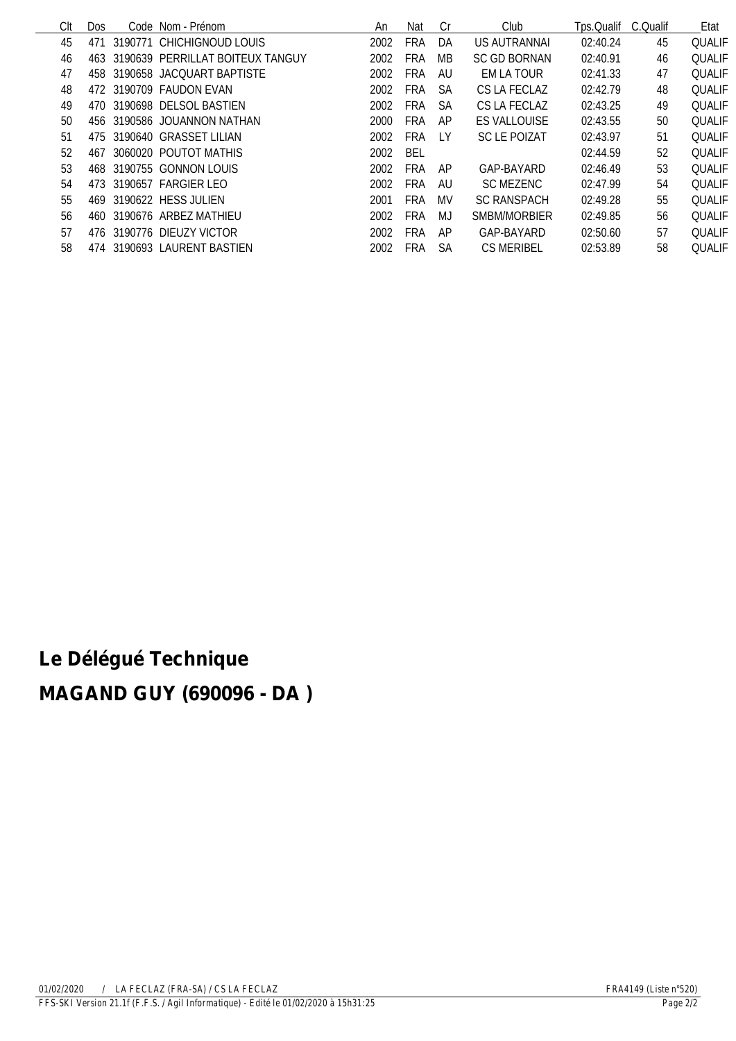| Clt | Dos | Code | Nom - Prénom | An | Nat | Cr | Club | Tps.Qualif | C.Qualif | Etat |
|---|---|---|---|---|---|---|---|---|---|---|
| 45 | 471 | 3190771 | CHICHIGNOUD LOUIS | 2002 | FRA | DA | US AUTRANNAI | 02:40.24 | 45 | QUALIF |
| 46 | 463 | 3190639 | PERRILLAT BOITEUX TANGUY | 2002 | FRA | MB | SC GD BORNAN | 02:40.91 | 46 | QUALIF |
| 47 | 458 | 3190658 | JACQUART BAPTISTE | 2002 | FRA | AU | EM LA TOUR | 02:41.33 | 47 | QUALIF |
| 48 | 472 | 3190709 | FAUDON EVAN | 2002 | FRA | SA | CS LA FECLAZ | 02:42.79 | 48 | QUALIF |
| 49 | 470 | 3190698 | DELSOL BASTIEN | 2002 | FRA | SA | CS LA FECLAZ | 02:43.25 | 49 | QUALIF |
| 50 | 456 | 3190586 | JOUANNON NATHAN | 2000 | FRA | AP | ES VALLOUISE | 02:43.55 | 50 | QUALIF |
| 51 | 475 | 3190640 | GRASSET LILIAN | 2002 | FRA | LY | SC LE POIZAT | 02:43.97 | 51 | QUALIF |
| 52 | 467 | 3060020 | POUTOT MATHIS | 2002 | BEL | | | 02:44.59 | 52 | QUALIF |
| 53 | 468 | 3190755 | GONNON LOUIS | 2002 | FRA | AP | GAP-BAYARD | 02:46.49 | 53 | QUALIF |
| 54 | 473 | 3190657 | FARGIER LEO | 2002 | FRA | AU | SC MEZENC | 02:47.99 | 54 | QUALIF |
| 55 | 469 | 3190622 | HESS JULIEN | 2001 | FRA | MV | SC RANSPACH | 02:49.28 | 55 | QUALIF |
| 56 | 460 | 3190676 | ARBEZ MATHIEU | 2002 | FRA | MJ | SMBM/MORBIER | 02:49.85 | 56 | QUALIF |
| 57 | 476 | 3190776 | DIEUZY VICTOR | 2002 | FRA | AP | GAP-BAYARD | 02:50.60 | 57 | QUALIF |
| 58 | 474 | 3190693 | LAURENT BASTIEN | 2002 | FRA | SA | CS MERIBEL | 02:53.89 | 58 | QUALIF |

**Le Délégué Technique**

**MAGAND GUY (690096 - DA )**

01/02/2020 / LA FECLAZ (FRA-SA) / CS LA FECLAZ — FRA4149 (Liste n°520)

FFS-SKI Version 21.1f (F.F.S. / Agil Informatique) - Edité le 01/02/2020 à 15h31:25